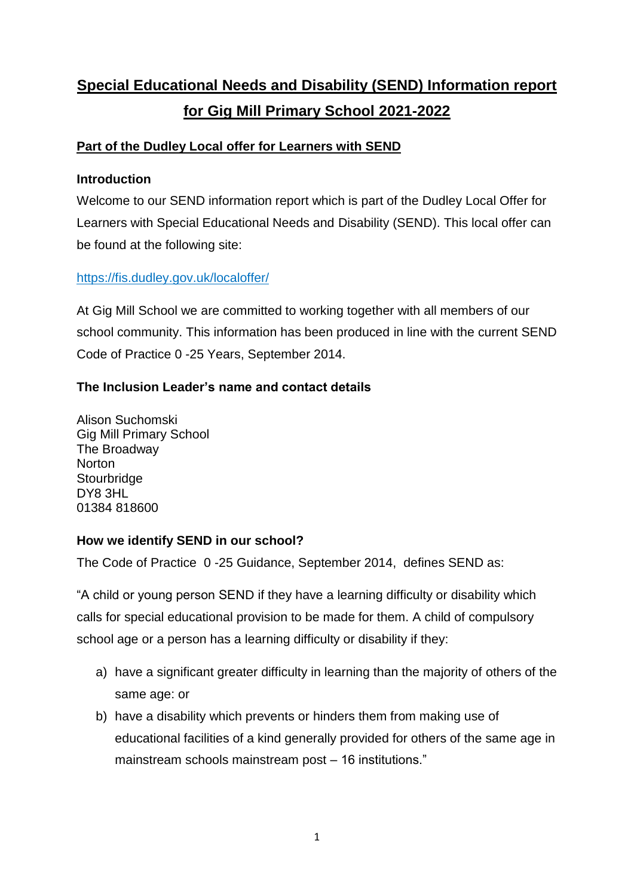# Special Educational Needs and Disability (SEND) Information report for Gig Mill Primary School 2021-2022

## Part of the Dudley Local offer for Learners with SEND

### Introduction

Welcome to our SEND information report which is part of the Dudley Local Offer for Learners with Special Educational Needs and Disability (SEND). This local offer can be found at the following site:

https://fis.dudley.gov.uk/localoffer/

At Gig Mill School we are committed to working together with all members of our school community. This information has been produced in line with the current SEND Code of Practice 0 -25 Years, September 2014.

### The Inclusion Leader's name and contact details

Alison Suchomski
Gig Mill Primary School
The Broadway
Norton
Stourbridge
DY8 3HL
01384 818600

### How we identify SEND in our school?

The Code of Practice 0 -25 Guidance, September 2014, defines SEND as:

"A child or young person SEND if they have a learning difficulty or disability which calls for special educational provision to be made for them. A child of compulsory school age or a person has a learning difficulty or disability if they:

a) have a significant greater difficulty in learning than the majority of others of the same age: or
b) have a disability which prevents or hinders them from making use of educational facilities of a kind generally provided for others of the same age in mainstream schools mainstream post – 16 institutions."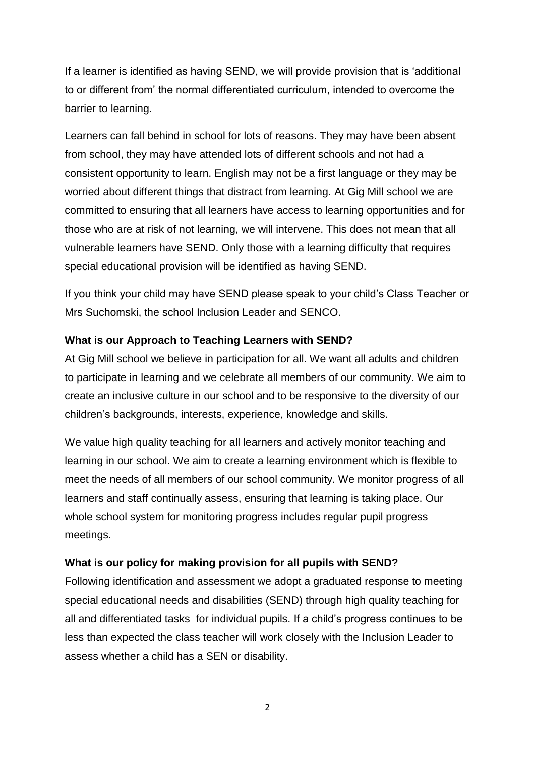If a learner is identified as having SEND, we will provide provision that is 'additional to or different from' the normal differentiated curriculum, intended to overcome the barrier to learning.

Learners can fall behind in school for lots of reasons. They may have been absent from school, they may have attended lots of different schools and not had a consistent opportunity to learn. English may not be a first language or they may be worried about different things that distract from learning. At Gig Mill school we are committed to ensuring that all learners have access to learning opportunities and for those who are at risk of not learning, we will intervene. This does not mean that all vulnerable learners have SEND. Only those with a learning difficulty that requires special educational provision will be identified as having SEND.

If you think your child may have SEND please speak to your child's Class Teacher or Mrs Suchomski, the school Inclusion Leader and SENCO.

**What is our Approach to Teaching Learners with SEND?**

At Gig Mill school we believe in participation for all. We want all adults and children to participate in learning and we celebrate all members of our community. We aim to create an inclusive culture in our school and to be responsive to the diversity of our children's backgrounds, interests, experience, knowledge and skills.

We value high quality teaching for all learners and actively monitor teaching and learning in our school. We aim to create a learning environment which is flexible to meet the needs of all members of our school community. We monitor progress of all learners and staff continually assess, ensuring that learning is taking place. Our whole school system for monitoring progress includes regular pupil progress meetings.

**What is our policy for making provision for all pupils with SEND?**

Following identification and assessment we adopt a graduated response to meeting special educational needs and disabilities (SEND) through high quality teaching for all and differentiated tasks for individual pupils. If a child's progress continues to be less than expected the class teacher will work closely with the Inclusion Leader to assess whether a child has a SEN or disability.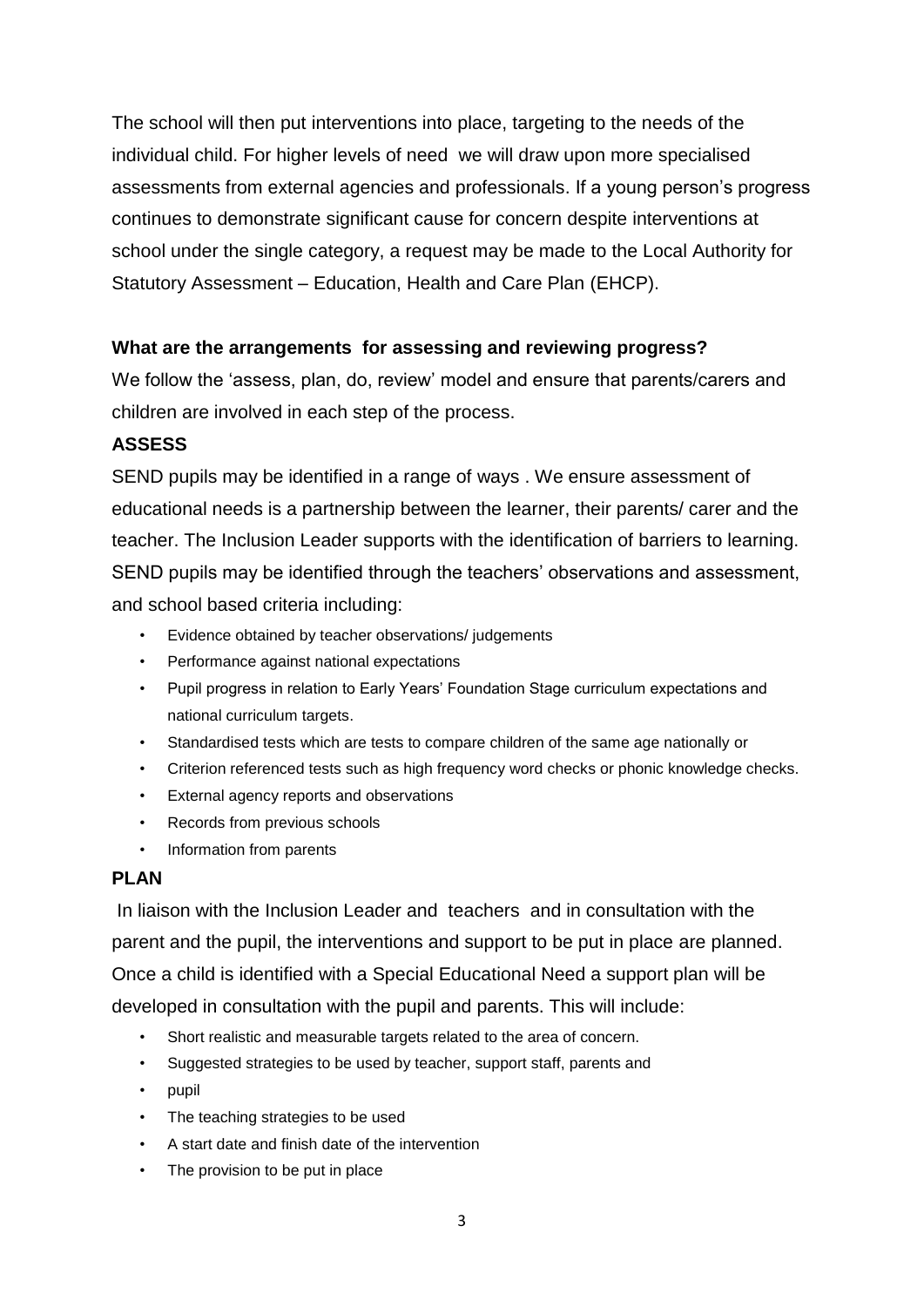The school will then put interventions into place, targeting to the needs of the individual child. For higher levels of need we will draw upon more specialised assessments from external agencies and professionals. If a young person's progress continues to demonstrate significant cause for concern despite interventions at school under the single category, a request may be made to the Local Authority for Statutory Assessment – Education, Health and Care Plan (EHCP).

**What are the arrangements for assessing and reviewing progress?**

We follow the 'assess, plan, do, review' model and ensure that parents/carers and children are involved in each step of the process.

**ASSESS**

SEND pupils may be identified in a range of ways . We ensure assessment of educational needs is a partnership between the learner, their parents/ carer and the teacher. The Inclusion Leader supports with the identification of barriers to learning. SEND pupils may be identified through the teachers' observations and assessment, and school based criteria including:

- Evidence obtained by teacher observations/ judgements
- Performance against national expectations
- Pupil progress in relation to Early Years' Foundation Stage curriculum expectations and national curriculum targets.
- Standardised tests which are tests to compare children of the same age nationally or
- Criterion referenced tests such as high frequency word checks or phonic knowledge checks.
- External agency reports and observations
- Records from previous schools
- Information from parents

**PLAN**

In liaison with the Inclusion Leader and teachers and in consultation with the parent and the pupil, the interventions and support to be put in place are planned. Once a child is identified with a Special Educational Need a support plan will be developed in consultation with the pupil and parents. This will include:

- Short realistic and measurable targets related to the area of concern.
- Suggested strategies to be used by teacher, support staff, parents and
- pupil
- The teaching strategies to be used
- A start date and finish date of the intervention
- The provision to be put in place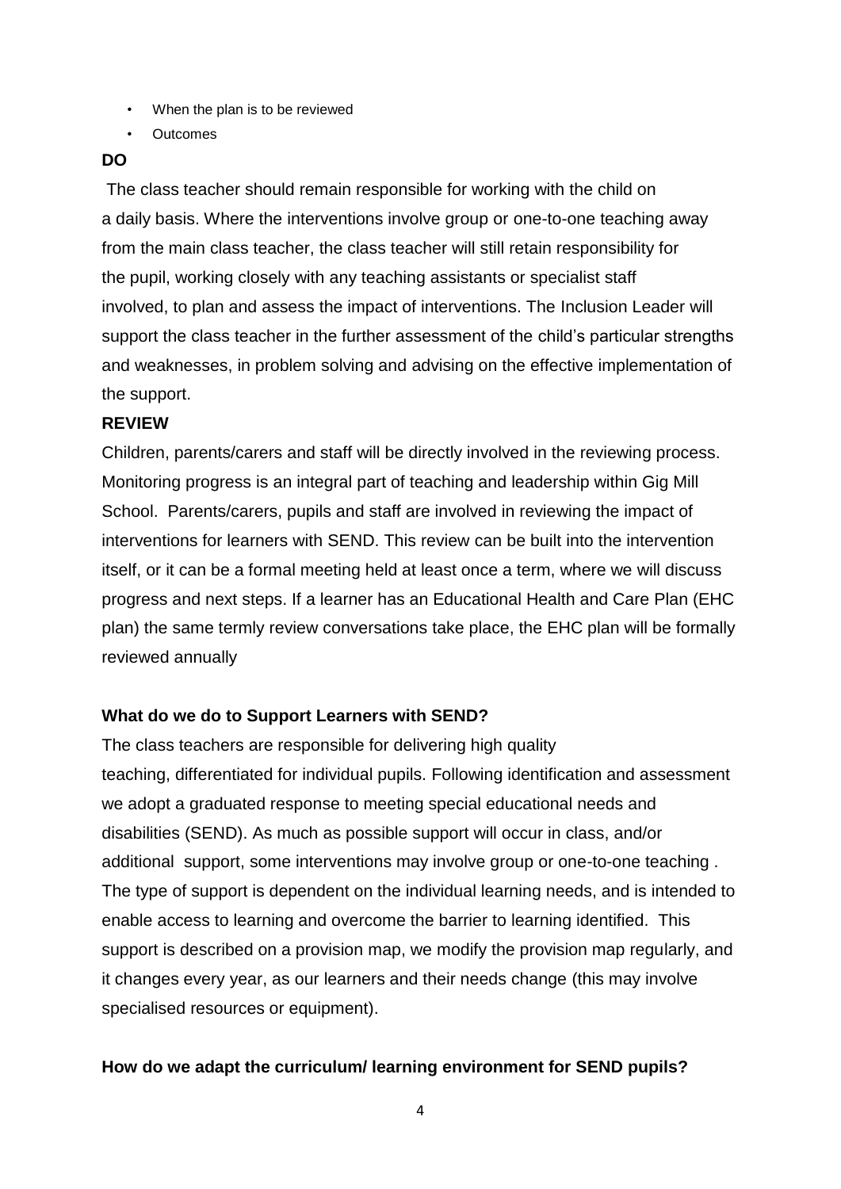- When the plan is to be reviewed
- Outcomes

**DO**

The class teacher should remain responsible for working with the child on a daily basis. Where the interventions involve group or one-to-one teaching away from the main class teacher, the class teacher will still retain responsibility for the pupil, working closely with any teaching assistants or specialist staff involved, to plan and assess the impact of interventions. The Inclusion Leader will support the class teacher in the further assessment of the child's particular strengths and weaknesses, in problem solving and advising on the effective implementation of the support.

**REVIEW**

Children, parents/carers and staff will be directly involved in the reviewing process. Monitoring progress is an integral part of teaching and leadership within Gig Mill School. Parents/carers, pupils and staff are involved in reviewing the impact of interventions for learners with SEND. This review can be built into the intervention itself, or it can be a formal meeting held at least once a term, where we will discuss progress and next steps. If a learner has an Educational Health and Care Plan (EHC plan) the same termly review conversations take place, the EHC plan will be formally reviewed annually

**What do we do to Support Learners with SEND?**

The class teachers are responsible for delivering high quality teaching, differentiated for individual pupils. Following identification and assessment we adopt a graduated response to meeting special educational needs and disabilities (SEND). As much as possible support will occur in class, and/or additional support, some interventions may involve group or one-to-one teaching . The type of support is dependent on the individual learning needs, and is intended to enable access to learning and overcome the barrier to learning identified. This support is described on a provision map, we modify the provision map regularly, and it changes every year, as our learners and their needs change (this may involve specialised resources or equipment).

**How do we adapt the curriculum/ learning environment for SEND pupils?**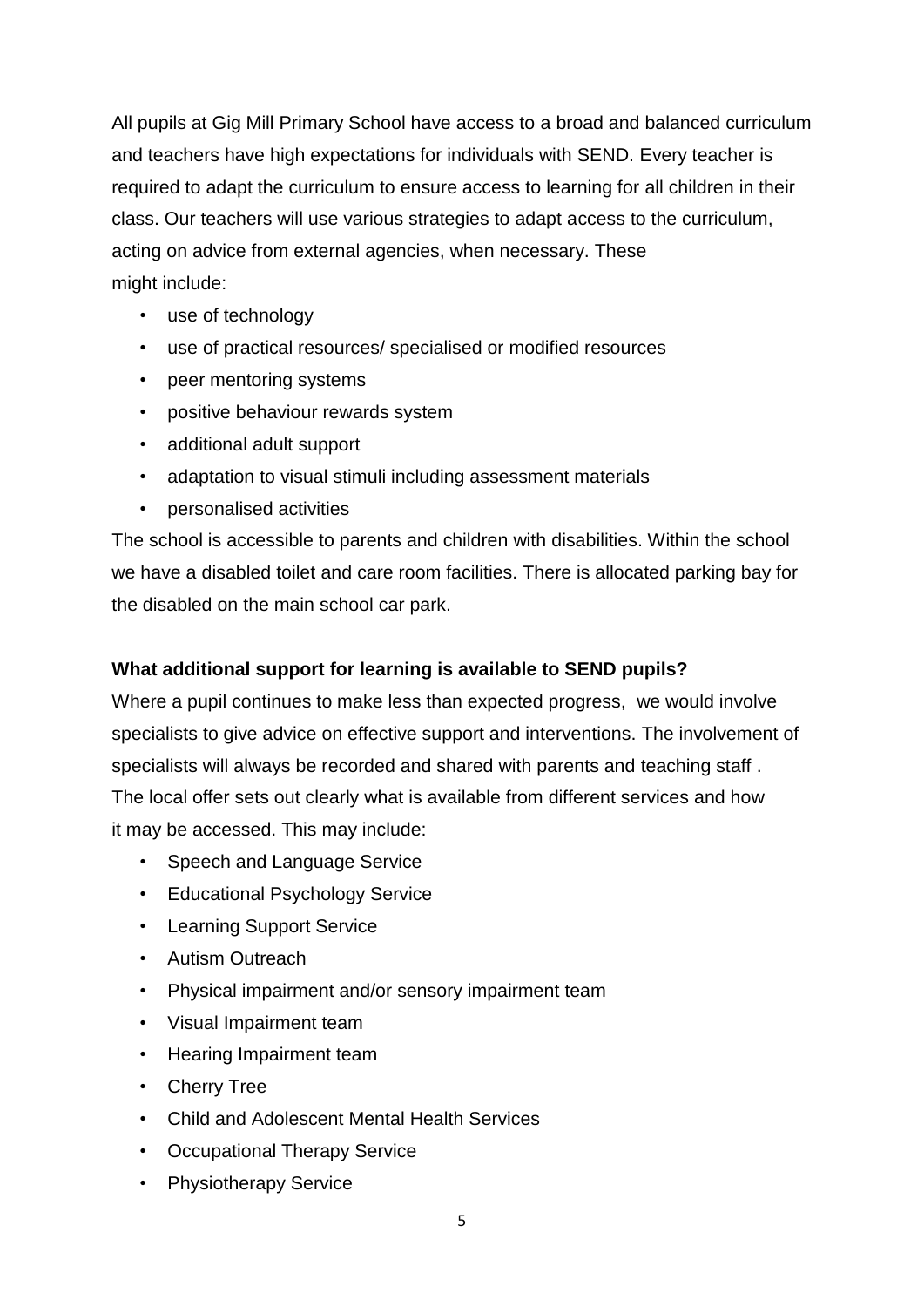All pupils at Gig Mill Primary School have access to a broad and balanced curriculum and teachers have high expectations for individuals with SEND. Every teacher is required to adapt the curriculum to ensure access to learning for all children in their class. Our teachers will use various strategies to adapt access to the curriculum, acting on advice from external agencies, when necessary. These might include:

- use of technology
- use of practical resources/ specialised or modified resources
- peer mentoring systems
- positive behaviour rewards system
- additional adult support
- adaptation to visual stimuli including assessment materials
- personalised activities

The school is accessible to parents and children with disabilities. Within the school we have a disabled toilet and care room facilities. There is allocated parking bay for the disabled on the main school car park.

**What additional support for learning is available to SEND pupils?**

Where a pupil continues to make less than expected progress, we would involve specialists to give advice on effective support and interventions. The involvement of specialists will always be recorded and shared with parents and teaching staff . The local offer sets out clearly what is available from different services and how it may be accessed. This may include:

- Speech and Language Service
- Educational Psychology Service
- Learning Support Service
- Autism Outreach
- Physical impairment and/or sensory impairment team
- Visual Impairment team
- Hearing Impairment team
- Cherry Tree
- Child and Adolescent Mental Health Services
- Occupational Therapy Service
- Physiotherapy Service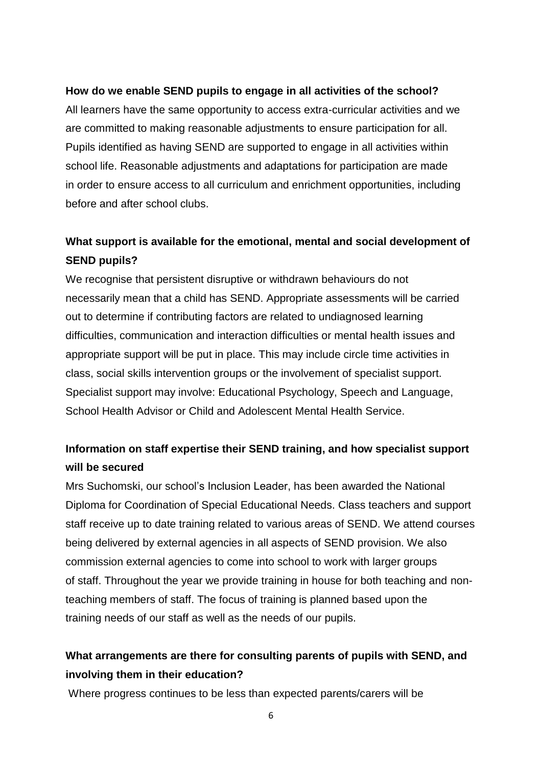**How do we enable SEND pupils to engage in all activities of the school?**

All learners have the same opportunity to access extra-curricular activities and we are committed to making reasonable adjustments to ensure participation for all. Pupils identified as having SEND are supported to engage in all activities within school life. Reasonable adjustments and adaptations for participation are made in order to ensure access to all curriculum and enrichment opportunities, including before and after school clubs.

**What support is available for the emotional, mental and social development of SEND pupils?**

We recognise that persistent disruptive or withdrawn behaviours do not necessarily mean that a child has SEND. Appropriate assessments will be carried out to determine if contributing factors are related to undiagnosed learning difficulties, communication and interaction difficulties or mental health issues and appropriate support will be put in place. This may include circle time activities in class, social skills intervention groups or the involvement of specialist support. Specialist support may involve: Educational Psychology, Speech and Language, School Health Advisor or Child and Adolescent Mental Health Service.

**Information on staff expertise their SEND training, and how specialist support will be secured**

Mrs Suchomski, our school's Inclusion Leader, has been awarded the National Diploma for Coordination of Special Educational Needs. Class teachers and support staff receive up to date training related to various areas of SEND. We attend courses being delivered by external agencies in all aspects of SEND provision. We also commission external agencies to come into school to work with larger groups of staff. Throughout the year we provide training in house for both teaching and non-teaching members of staff. The focus of training is planned based upon the training needs of our staff as well as the needs of our pupils.

**What arrangements are there for consulting parents of pupils with SEND, and involving them in their education?**

Where progress continues to be less than expected parents/carers will be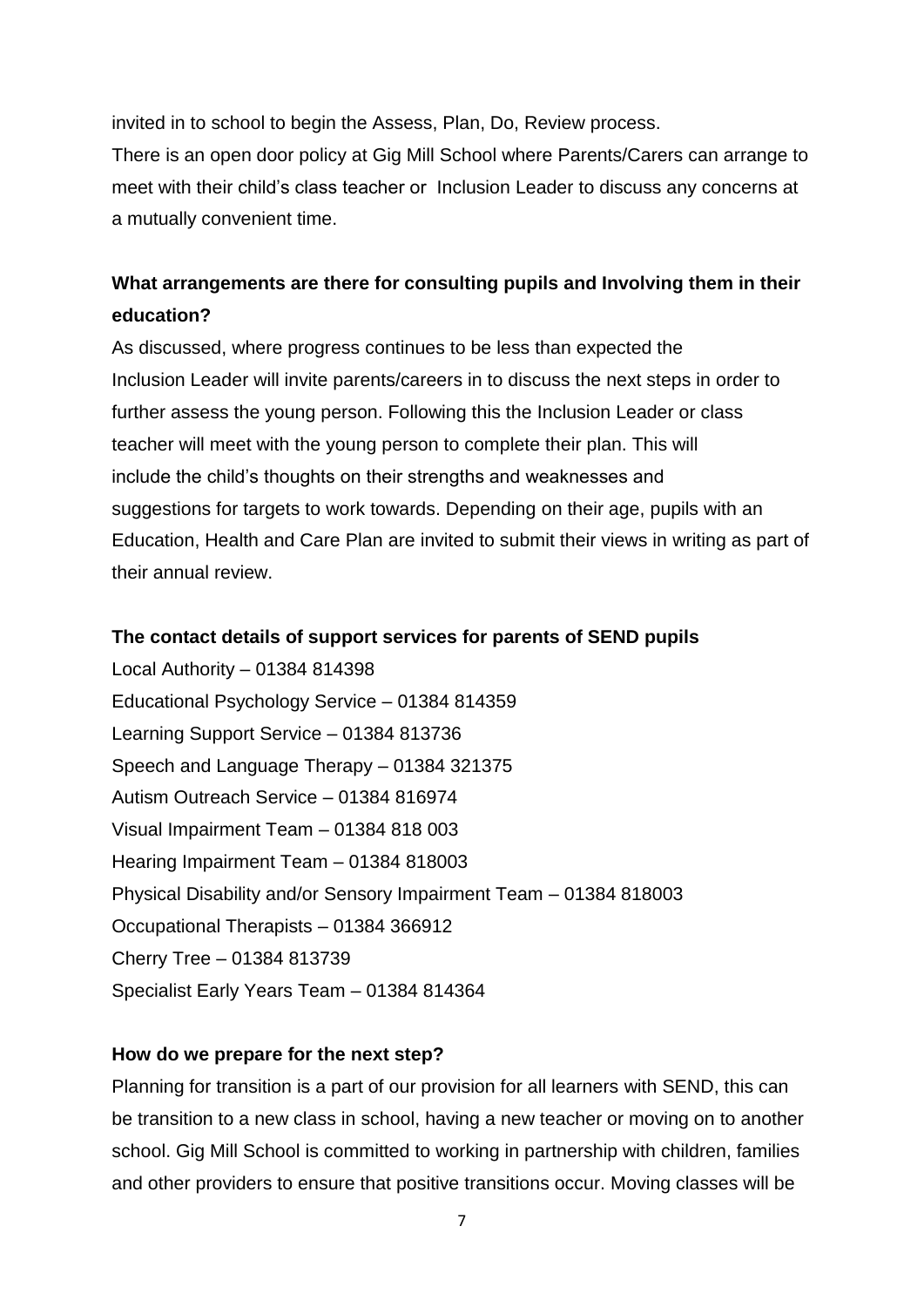invited in to school to begin the Assess, Plan, Do, Review process.

There is an open door policy at Gig Mill School where Parents/Carers can arrange to meet with their child's class teacher or Inclusion Leader to discuss any concerns at a mutually convenient time.

**What arrangements are there for consulting pupils and Involving them in their education?**

As discussed, where progress continues to be less than expected the Inclusion Leader will invite parents/careers in to discuss the next steps in order to further assess the young person. Following this the Inclusion Leader or class teacher will meet with the young person to complete their plan. This will include the child's thoughts on their strengths and weaknesses and suggestions for targets to work towards. Depending on their age, pupils with an Education, Health and Care Plan are invited to submit their views in writing as part of their annual review.

**The contact details of support services for parents of SEND pupils**

Local Authority – 01384 814398
Educational Psychology Service – 01384 814359
Learning Support Service – 01384 813736
Speech and Language Therapy – 01384 321375
Autism Outreach Service – 01384 816974
Visual Impairment Team – 01384 818 003
Hearing Impairment Team – 01384 818003
Physical Disability and/or Sensory Impairment Team – 01384 818003
Occupational Therapists – 01384 366912
Cherry Tree – 01384 813739
Specialist Early Years Team – 01384 814364

**How do we prepare for the next step?**

Planning for transition is a part of our provision for all learners with SEND, this can be transition to a new class in school, having a new teacher or moving on to another school. Gig Mill School is committed to working in partnership with children, families and other providers to ensure that positive transitions occur. Moving classes will be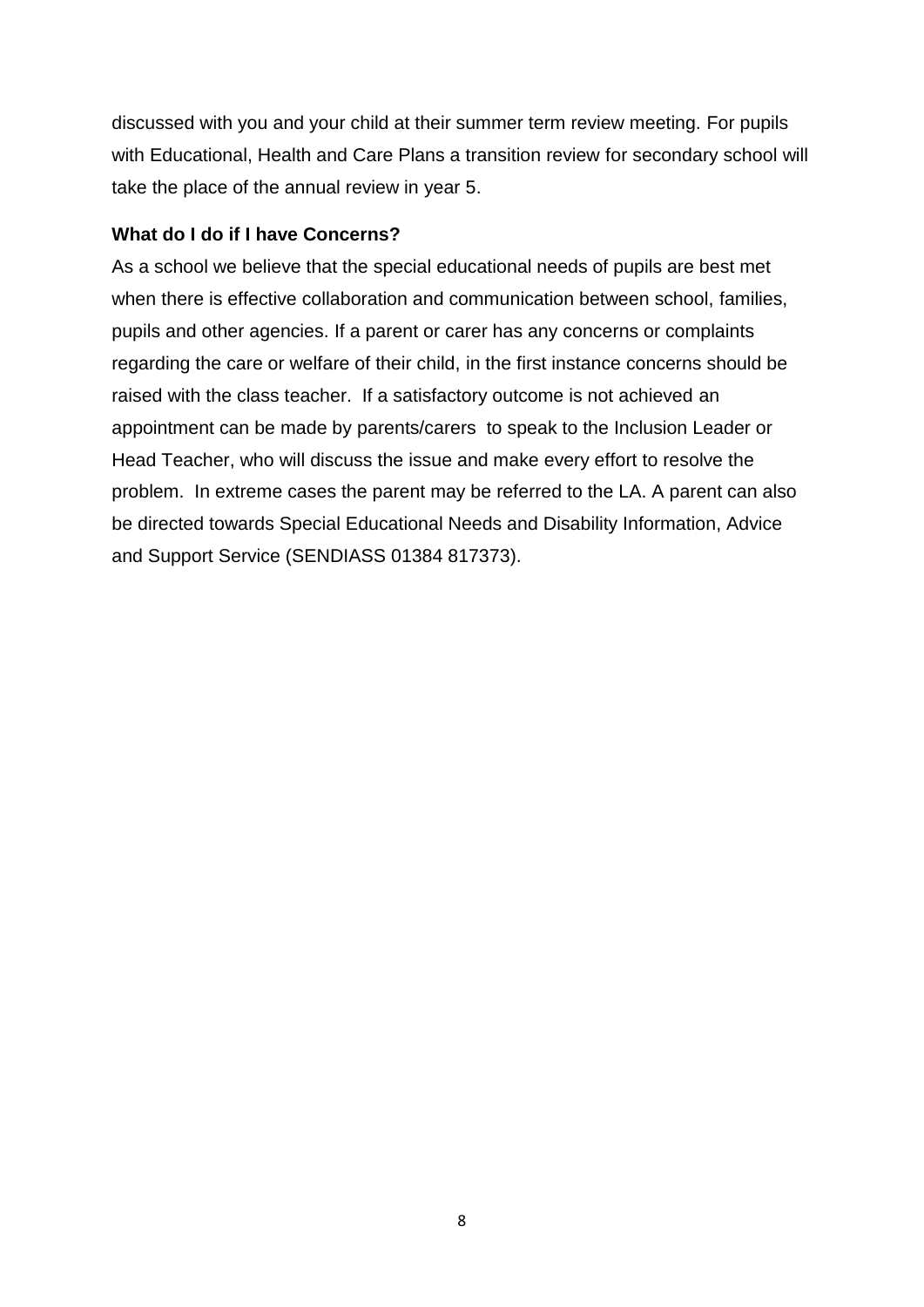discussed with you and your child at their summer term review meeting. For pupils with Educational, Health and Care Plans a transition review for secondary school will take the place of the annual review in year 5.

**What do I do if I have Concerns?**

As a school we believe that the special educational needs of pupils are best met when there is effective collaboration and communication between school, families, pupils and other agencies. If a parent or carer has any concerns or complaints regarding the care or welfare of their child, in the first instance concerns should be raised with the class teacher. If a satisfactory outcome is not achieved an appointment can be made by parents/carers to speak to the Inclusion Leader or Head Teacher, who will discuss the issue and make every effort to resolve the problem. In extreme cases the parent may be referred to the LA. A parent can also be directed towards Special Educational Needs and Disability Information, Advice and Support Service (SENDIASS 01384 817373).